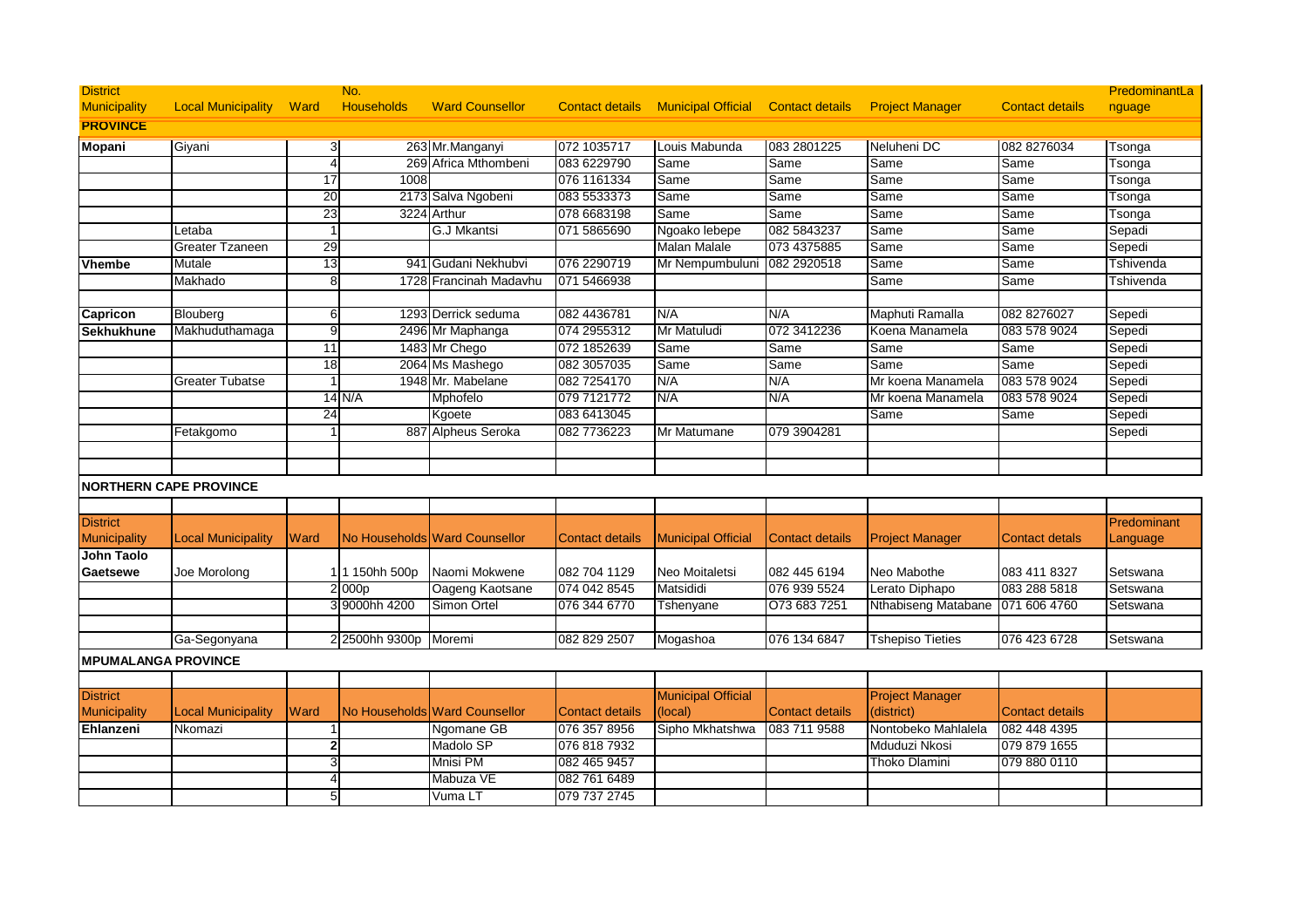| District Municipality | Local Municipality | Ward | No. Households | Ward Counsellor | Contact details | Municipal Official | Contact details | Project Manager | Contact details | PredominantLanguage |
|---|---|---|---|---|---|---|---|---|---|---|
| **PROVINCE** | | | | | | | | | | |
| **Mopani** | Giyani | 3 | 263 | Mr.Manganyi | 072 1035717 | Louis Mabunda | 083 2801225 | Neluheni DC | 082 8276034 | Tsonga |
| | | 4 | 269 | Africa Mthombeni | 083 6229790 | Same | Same | Same | Same | Tsonga |
| | | 17 | 1008 | | 076 1161334 | Same | Same | Same | Same | Tsonga |
| | | 20 | 2173 | Salva Ngobeni | 083 5533373 | Same | Same | Same | Same | Tsonga |
| | | 23 | 3224 | Arthur | 078 6683198 | Same | Same | Same | Same | Tsonga |
| | Letaba | 1 | | G.J Mkantsi | 071 5865690 | Ngoako lebepe | 082 5843237 | Same | Same | Sepadi |
| | Greater Tzaneen | 29 | | | | Malan Malale | 073 4375885 | Same | Same | Sepedi |
| **Vhembe** | Mutale | 13 | 941 | Gudani Nekhubvi | 076 2290719 | Mr Nempumbuluni | 082 2920518 | Same | Same | Tshivenda |
| | Makhado | 8 | 1728 | Francinah Madavhu | 071 5466938 | | | Same | Same | Tshivenda |
| | | | | | | | | | | |
| **Capricon** | Blouberg | 6 | 1293 | Derrick seduma | 082 4436781 | N/A | N/A | Maphuti Ramalla | 082 8276027 | Sepedi |
| **Sekhukhune** | Makhuduthamaga | 9 | 2496 | Mr Maphanga | 074 2955312 | Mr Matuludi | 072 3412236 | Koena Manamela | 083 578 9024 | Sepedi |
| | | 11 | 1483 | Mr Chego | 072 1852639 | Same | Same | Same | Same | Sepedi |
| | | 18 | 2064 | Ms Mashego | 082 3057035 | Same | Same | Same | Same | Sepedi |
| | Greater Tubatse | 1 | 1948 | Mr. Mabelane | 082 7254170 | N/A | N/A | Mr koena Manamela | 083 578 9024 | Sepedi |
| | | 14 | N/A | Mphofelo | 079 7121772 | N/A | N/A | Mr koena Manamela | 083 578 9024 | Sepedi |
| | | 24 | | Kgoete | 083 6413045 | | | Same | Same | Sepedi |
| | Fetakgomo | 1 | 887 | Alpheus Seroka | 082 7736223 | Mr Matumane | 079 3904281 | | | Sepedi |

**NORTHERN CAPE PROVINCE**

| District Municipality | Local Municipality | Ward | No Households | Ward Counsellor | Contact details | Municipal Official | Contact details | Project Manager | Contact detals | Predominant Language |
|---|---|---|---|---|---|---|---|---|---|---|
| **John Taolo Gaetsewe** | Joe Morolong | 1 | 1 150hh 500p | Naomi Mokwene | 082 704 1129 | Neo Moitaletsi | 082 445 6194 | Neo Mabothe | 083 411 8327 | Setswana |
| | | 2 | 000p | Oageng Kaotsane | 074 042 8545 | Matsididi | 076 939 5524 | Lerato Diphapo | 083 288 5818 | Setswana |
| | | 3 | 9000hh 4200 | Simon Ortel | 076 344 6770 | Tshenyane | O73 683 7251 | Nthabiseng Matabane | 071 606 4760 | Setswana |
| | | | | | | | | | | |
| | Ga-Segonyana | 2 | 2500hh 9300p | Moremi | 082 829 2507 | Mogashoa | 076 134 6847 | Tshepiso Tieties | 076 423 6728 | Setswana |

**MPUMALANGA PROVINCE**

| District Municipality | Local Municipality | Ward | No Households | Ward Counsellor | Contact details | Municipal Official (local) | Contact details | Project Manager (district) | Contact details | |
|---|---|---|---|---|---|---|---|---|---|---|
| **Ehlanzeni** | Nkomazi | 1 | | Ngomane GB | 076 357 8956 | Sipho Mkhatshwa | 083 711 9588 | Nontobeko Mahlalela | 082 448 4395 | |
| | | **2** | | Madolo SP | 076 818 7932 | | | Mduduzi Nkosi | 079 879 1655 | |
| | | 3 | | Mnisi PM | 082 465 9457 | | | Thoko Dlamini | 079 880 0110 | |
| | | 4 | | Mabuza VE | 082 761 6489 | | | | | |
| | | 5 | | Vuma LT | 079 737 2745 | | | | | |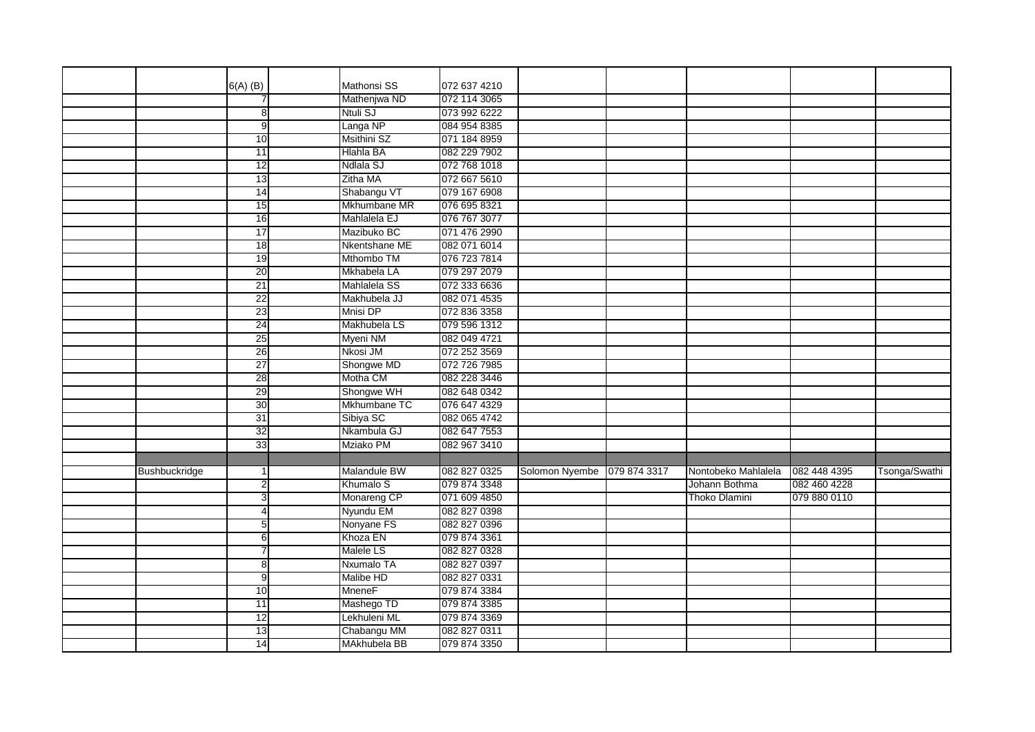| | | | | | | | | | | |
|---|---|---|---|---|---|---|---|---|---|---|
| | | 6(A) (B) | | Mathonsi SS | 072 637 4210 | | | | | |
| | | 7 | | Mathenjwa ND | 072 114 3065 | | | | | |
| | | 8 | | Ntuli SJ | 073 992 6222 | | | | | |
| | | 9 | | Langa NP | 084 954 8385 | | | | | |
| | | 10 | | Msithini SZ | 071 184 8959 | | | | | |
| | | 11 | | Hlahla BA | 082 229 7902 | | | | | |
| | | 12 | | Ndlala SJ | 072 768 1018 | | | | | |
| | | 13 | | Zitha MA | 072 667 5610 | | | | | |
| | | 14 | | Shabangu VT | 079 167 6908 | | | | | |
| | | 15 | | Mkhumbane MR | 076 695 8321 | | | | | |
| | | 16 | | Mahlalela EJ | 076 767 3077 | | | | | |
| | | 17 | | Mazibuko BC | 071 476 2990 | | | | | |
| | | 18 | | Nkentshane ME | 082 071 6014 | | | | | |
| | | 19 | | Mthombo TM | 076 723 7814 | | | | | |
| | | 20 | | Mkhabela LA | 079 297 2079 | | | | | |
| | | 21 | | Mahlalela SS | 072 333 6636 | | | | | |
| | | 22 | | Makhubela JJ | 082 071 4535 | | | | | |
| | | 23 | | Mnisi DP | 072 836 3358 | | | | | |
| | | 24 | | Makhubela LS | 079 596 1312 | | | | | |
| | | 25 | | Myeni NM | 082 049 4721 | | | | | |
| | | 26 | | Nkosi JM | 072 252 3569 | | | | | |
| | | 27 | | Shongwe MD | 072 726 7985 | | | | | |
| | | 28 | | Motha CM | 082 228 3446 | | | | | |
| | | 29 | | Shongwe WH | 082 648 0342 | | | | | |
| | | 30 | | Mkhumbane TC | 076 647 4329 | | | | | |
| | | 31 | | Sibiya SC | 082 065 4742 | | | | | |
| | | 32 | | Nkambula GJ | 082 647 7553 | | | | | |
| | | 33 | | Mziako PM | 082 967 3410 | | | | | |
| | | | | | | | | | | |
| | Bushbuckridge | 1 | | Malandule BW | 082 827 0325 | Solomon Nyembe | 079 874 3317 | Nontobeko Mahlalela | 082 448 4395 | Tsonga/Swathi |
| | | 2 | | Khumalo S | 079 874 3348 | | | Johann Bothma | 082 460 4228 | |
| | | 3 | | Monareng CP | 071 609 4850 | | | Thoko Dlamini | 079 880 0110 | |
| | | 4 | | Nyundu EM | 082 827 0398 | | | | | |
| | | 5 | | Nonyane FS | 082 827 0396 | | | | | |
| | | 6 | | Khoza EN | 079 874 3361 | | | | | |
| | | 7 | | Malele LS | 082 827 0328 | | | | | |
| | | 8 | | Nxumalo TA | 082 827 0397 | | | | | |
| | | 9 | | Malibe HD | 082 827 0331 | | | | | |
| | | 10 | | MneneF | 079 874 3384 | | | | | |
| | | 11 | | Mashego TD | 079 874 3385 | | | | | |
| | | 12 | | Lekhuleni ML | 079 874 3369 | | | | | |
| | | 13 | | Chabangu MM | 082 827 0311 | | | | | |
| | | 14 | | MAkhubela BB | 079 874 3350 | | | | | |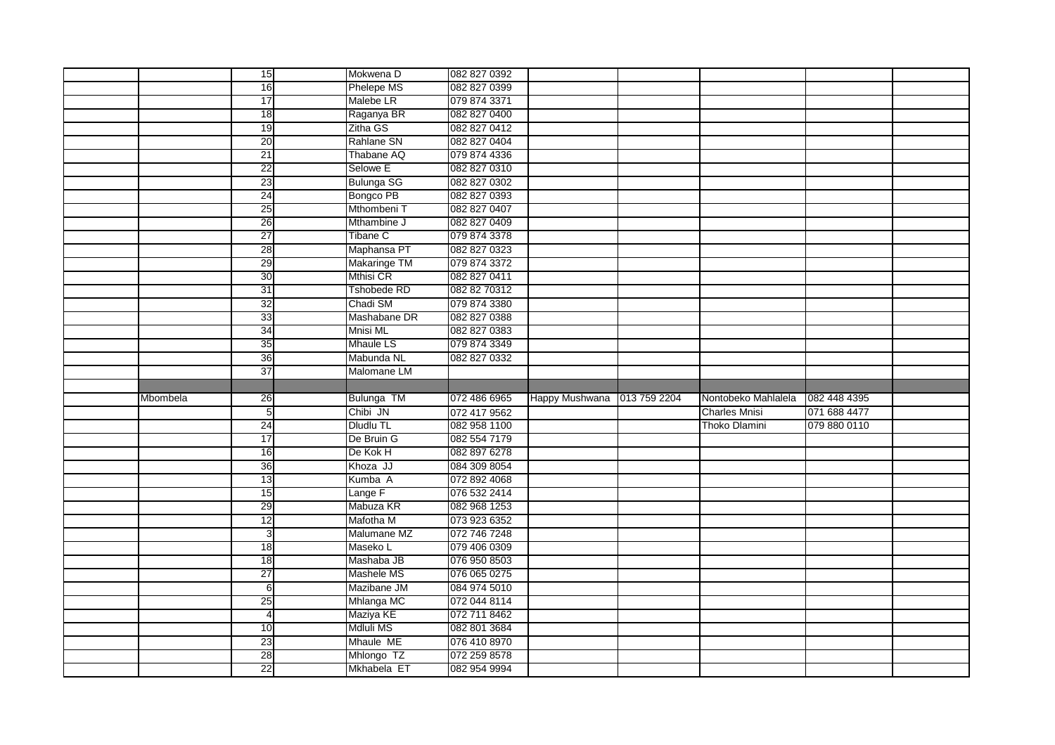| | | | | | | | | | | |
|---|---|---|---|---|---|---|---|---|---|---|
| | | 15 | | Mokwena D | 082 827 0392 | | | | | |
| | | 16 | | Phelepe MS | 082 827 0399 | | | | | |
| | | 17 | | Malebe LR | 079 874 3371 | | | | | |
| | | 18 | | Raganya BR | 082 827 0400 | | | | | |
| | | 19 | | Zitha GS | 082 827 0412 | | | | | |
| | | 20 | | Rahlane SN | 082 827 0404 | | | | | |
| | | 21 | | Thabane AQ | 079 874 4336 | | | | | |
| | | 22 | | Selowe E | 082 827 0310 | | | | | |
| | | 23 | | Bulunga SG | 082 827 0302 | | | | | |
| | | 24 | | Bongco PB | 082 827 0393 | | | | | |
| | | 25 | | Mthombeni T | 082 827 0407 | | | | | |
| | | 26 | | Mthambine J | 082 827 0409 | | | | | |
| | | 27 | | Tibane C | 079 874 3378 | | | | | |
| | | 28 | | Maphansa PT | 082 827 0323 | | | | | |
| | | 29 | | Makaringe TM | 079 874 3372 | | | | | |
| | | 30 | | Mthisi CR | 082 827 0411 | | | | | |
| | | 31 | | Tshobede RD | 082 82 70312 | | | | | |
| | | 32 | | Chadi SM | 079 874 3380 | | | | | |
| | | 33 | | Mashabane DR | 082 827 0388 | | | | | |
| | | 34 | | Mnisi ML | 082 827 0383 | | | | | |
| | | 35 | | Mhaule LS | 079 874 3349 | | | | | |
| | | 36 | | Mabunda NL | 082 827 0332 | | | | | |
| | | 37 | | Malomane LM | | | | | | |
| | | | | | | | | | | |
| | Mbombela | 26 | | Bulunga TM | 072 486 6965 | Happy Mushwana | 013 759 2204 | Nontobeko Mahlalela | 082 448 4395 | |
| | | 5 | | Chibi JN | 072 417 9562 | | | Charles Mnisi | 071 688 4477 | |
| | | 24 | | Dludlu TL | 082 958 1100 | | | Thoko Dlamini | 079 880 0110 | |
| | | 17 | | De Bruin G | 082 554 7179 | | | | | |
| | | 16 | | De Kok H | 082 897 6278 | | | | | |
| | | 36 | | Khoza JJ | 084 309 8054 | | | | | |
| | | 13 | | Kumba A | 072 892 4068 | | | | | |
| | | 15 | | Lange F | 076 532 2414 | | | | | |
| | | 29 | | Mabuza KR | 082 968 1253 | | | | | |
| | | 12 | | Mafotha M | 073 923 6352 | | | | | |
| | | 3 | | Malumane MZ | 072 746 7248 | | | | | |
| | | 18 | | Maseko L | 079 406 0309 | | | | | |
| | | 18 | | Mashaba JB | 076 950 8503 | | | | | |
| | | 27 | | Mashele MS | 076 065 0275 | | | | | |
| | | 6 | | Mazibane JM | 084 974 5010 | | | | | |
| | | 25 | | Mhlanga MC | 072 044 8114 | | | | | |
| | | 4 | | Maziya KE | 072 711 8462 | | | | | |
| | | 10 | | Mdluli MS | 082 801 3684 | | | | | |
| | | 23 | | Mhaule ME | 076 410 8970 | | | | | |
| | | 28 | | Mhlongo TZ | 072 259 8578 | | | | | |
| | | 22 | | Mkhabela ET | 082 954 9994 | | | | | |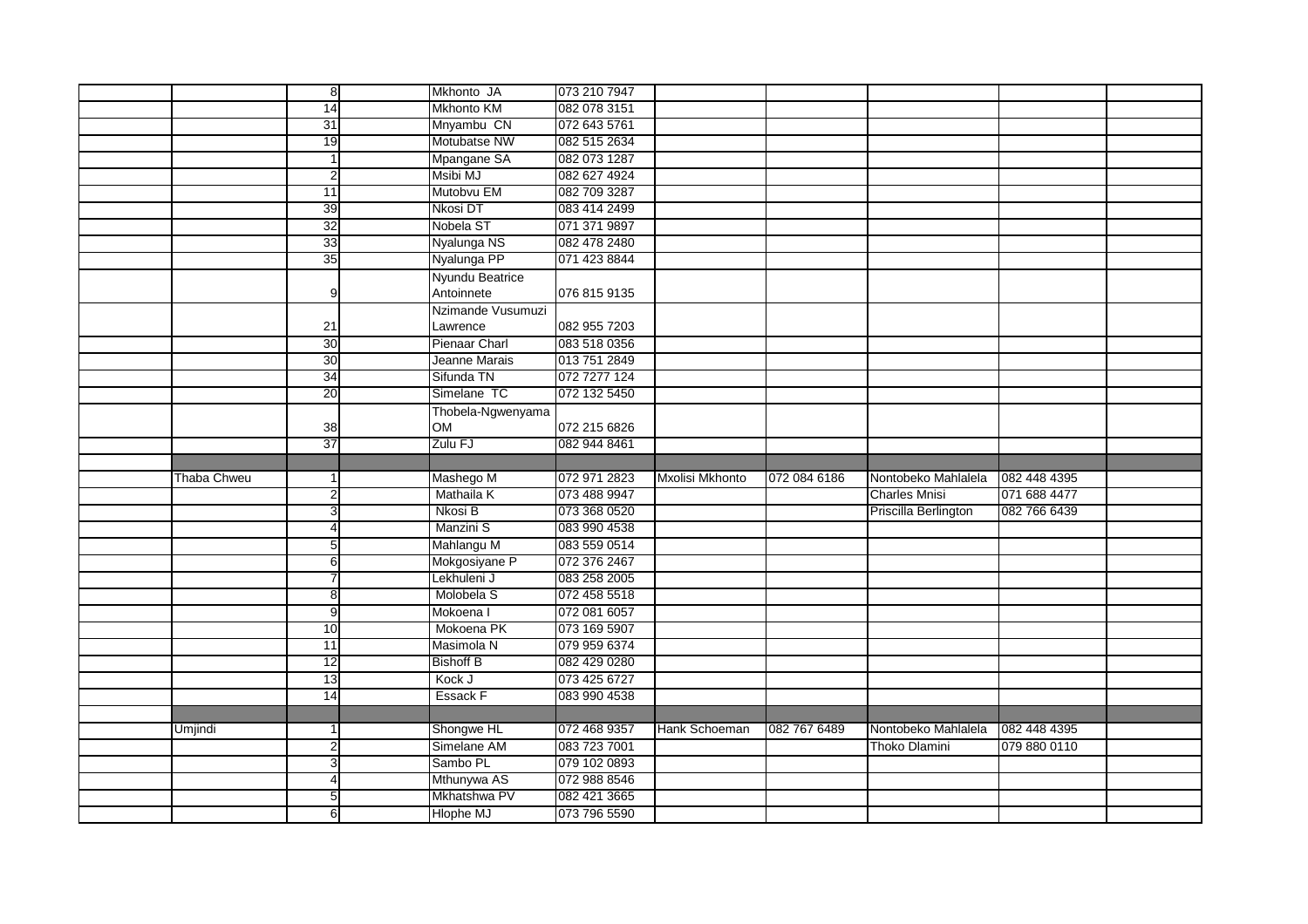| | | | | | | | | | | |
|---|---|---|---|---|---|---|---|---|---|---|
| | | 8 | | Mkhonto JA | 073 210 7947 | | | | | |
| | | 14 | | Mkhonto KM | 082 078 3151 | | | | | |
| | | 31 | | Mnyambu CN | 072 643 5761 | | | | | |
| | | 19 | | Motubatse NW | 082 515 2634 | | | | | |
| | | 1 | | Mpangane SA | 082 073 1287 | | | | | |
| | | 2 | | Msibi MJ | 082 627 4924 | | | | | |
| | | 11 | | Mutobvu EM | 082 709 3287 | | | | | |
| | | 39 | | Nkosi DT | 083 414 2499 | | | | | |
| | | 32 | | Nobela ST | 071 371 9897 | | | | | |
| | | 33 | | Nyalunga NS | 082 478 2480 | | | | | |
| | | 35 | | Nyalunga PP | 071 423 8844 | | | | | |
| | | 9 | | Nyundu Beatrice Antoinnete | 076 815 9135 | | | | | |
| | | 21 | | Nzimande Vusumuzi Lawrence | 082 955 7203 | | | | | |
| | | 30 | | Pienaar Charl | 083 518 0356 | | | | | |
| | | 30 | | Jeanne Marais | 013 751 2849 | | | | | |
| | | 34 | | Sifunda TN | 072 7277 124 | | | | | |
| | | 20 | | Simelane TC | 072 132 5450 | | | | | |
| | | 38 | | Thobela-Ngwenyama OM | 072 215 6826 | | | | | |
| | | 37 | | Zulu FJ | 082 944 8461 | | | | | |
| | | | | | | | | | | |
| | Thaba Chweu | 1 | | Mashego M | 072 971 2823 | Mxolisi Mkhonto | 072 084 6186 | Nontobeko Mahlalela | 082 448 4395 | |
| | | 2 | | Mathaila K | 073 488 9947 | | | Charles Mnisi | 071 688 4477 | |
| | | 3 | | Nkosi B | 073 368 0520 | | | Priscilla Berlington | 082 766 6439 | |
| | | 4 | | Manzini S | 083 990 4538 | | | | | |
| | | 5 | | Mahlangu M | 083 559 0514 | | | | | |
| | | 6 | | Mokgosiyane P | 072 376 2467 | | | | | |
| | | 7 | | Lekhuleni J | 083 258 2005 | | | | | |
| | | 8 | | Molobela S | 072 458 5518 | | | | | |
| | | 9 | | Mokoena I | 072 081 6057 | | | | | |
| | | 10 | | Mokoena PK | 073 169 5907 | | | | | |
| | | 11 | | Masimola N | 079 959 6374 | | | | | |
| | | 12 | | Bishoff B | 082 429 0280 | | | | | |
| | | 13 | | Kock J | 073 425 6727 | | | | | |
| | | 14 | | Essack F | 083 990 4538 | | | | | |
| | | | | | | | | | | |
| | Umjindi | 1 | | Shongwe HL | 072 468 9357 | Hank Schoeman | 082 767 6489 | Nontobeko Mahlalela | 082 448 4395 | |
| | | 2 | | Simelane AM | 083 723 7001 | | | Thoko Dlamini | 079 880 0110 | |
| | | 3 | | Sambo PL | 079 102 0893 | | | | | |
| | | 4 | | Mthunywa AS | 072 988 8546 | | | | | |
| | | 5 | | Mkhatshwa PV | 082 421 3665 | | | | | |
| | | 6 | | Hlophe MJ | 073 796 5590 | | | | | |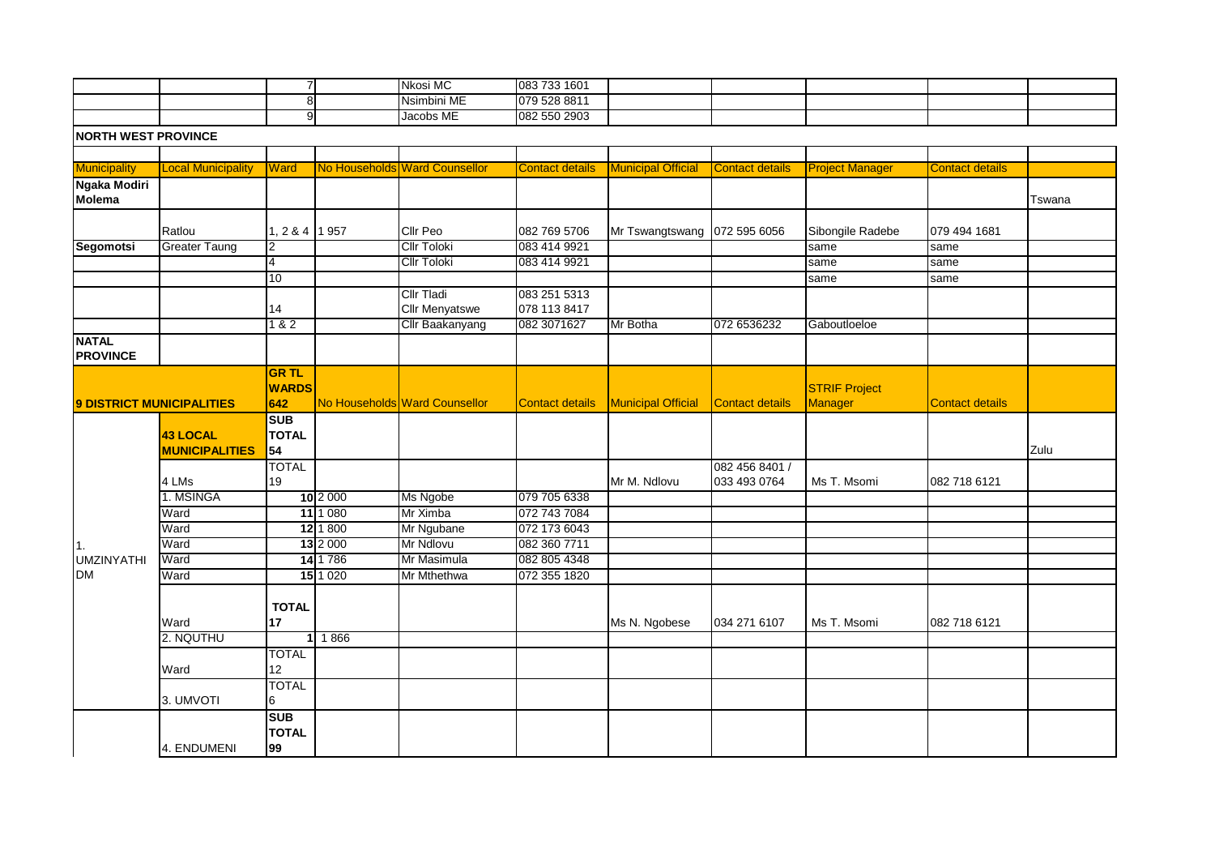| | | 7 | | Nkosi MC | 083 733 1601 | | | | | |
|---|---|---|---|---|---|---|---|---|---|---|
| | | 8 | | Nsimbini ME | 079 528 8811 | | | | | |
| | | 9 | | Jacobs ME | 082 550 2903 | | | | | |

**NORTH WEST PROVINCE**

| Municipality | Local Municipality | Ward | No Households | Ward Counsellor | Contact details | Municipal Official | Contact details | Project Manager | Contact details | |
|---|---|---|---|---|---|---|---|---|---|---|
| **Ngaka Modiri Molema** | | | | | | | | | | Tswana |
| | Ratlou | 1, 2 & 4 | 1 957 | Cllr Peo | 082 769 5706 | Mr Tswangtswang | 072 595 6056 | Sibongile Radebe | 079 494 1681 | |
| **Segomotsi** | Greater Taung | 2 | | Cllr Toloki | 083 414 9921 | | | same | same | |
| | | 4 | | Cllr Toloki | 083 414 9921 | | | same | same | |
| | | 10 | | | | | | same | same | |
| | | 14 | | Cllr Tladi<br>Cllr Menyatswe | 083 251 5313<br>078 113 8417 | | | | | |
| | | 1 & 2 | | Cllr Baakanyang | 082 3071627 | Mr Botha | 072 6536232 | Gaboutloeloe | | |
| **NATAL PROVINCE** | | | | | | | | | | |

| **9 DISTRICT MUNICIPALITIES** | | GR TL WARDS 642 | No Households | Ward Counsellor | Contact details | Municipal Official | Contact details | STRIF Project Manager | Contact details | |
|---|---|---|---|---|---|---|---|---|---|---|
| | **43 LOCAL MUNICIPALITIES** | **SUB TOTAL 54** | | | | | | | | Zulu |
| | 4 LMs | TOTAL 19 | | | | Mr M. Ndlovu | 082 456 8401 / 033 493 0764 | Ms T. Msomi | 082 718 6121 | |
| | 1. MSINGA | **10** | 2 000 | Ms Ngobe | 079 705 6338 | | | | | |
| | Ward | **11** | 1 080 | Mr Ximba | 072 743 7084 | | | | | |
| | Ward | **12** | 1 800 | Mr Ngubane | 072 173 6043 | | | | | |
| 1. UMZINYATHI DM | Ward | **13** | 2 000 | Mr Ndlovu | 082 360 7711 | | | | | |
| | Ward | **14** | 1 786 | Mr Masimula | 082 805 4348 | | | | | |
| | Ward | **15** | 1 020 | Mr Mthethwa | 072 355 1820 | | | | | |
| | Ward | **TOTAL 17** | | | | Ms N. Ngobese | 034 271 6107 | Ms T. Msomi | 082 718 6121 | |
| | 2. NQUTHU | **1** | 1 866 | | | | | | | |
| | Ward | TOTAL 12 | | | | | | | | |
| | 3. UMVOTI | TOTAL 6 | | | | | | | | |
| | 4. ENDUMENI | **SUB TOTAL 99** | | | | | | | | |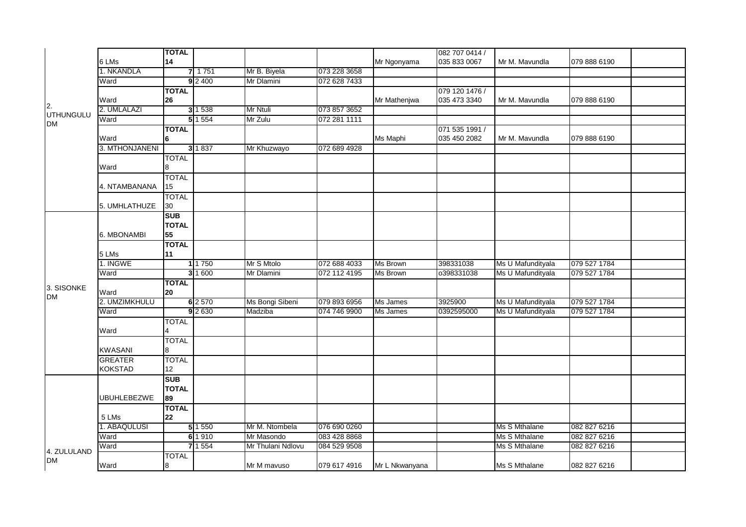| | | | | | | | | | | |
|---|---|---|---|---|---|---|---|---|---|---|
| 2. UTHUNGULU DM | 6 LMs | **TOTAL 14** | | | | Mr Ngonyama | 082 707 0414 / 035 833 0067 | Mr M. Mavundla | 079 888 6190 | |
| | 1. NKANDLA | **7** | 1 751 | Mr B. Biyela | 073 228 3658 | | | | | |
| | Ward | **9** | 2 400 | Mr Dlamini | 072 628 7433 | | | | | |
| | Ward | **TOTAL 26** | | | | Mr Mathenjwa | 079 120 1476 / 035 473 3340 | Mr M. Mavundla | 079 888 6190 | |
| | 2. UMLALAZI | **3** | 1 538 | Mr Ntuli | 073 857 3652 | | | | | |
| | Ward | **5** | 1 554 | Mr Zulu | 072 281 1111 | | | | | |
| | Ward | **TOTAL 6** | | | | Ms Maphi | 071 535 1991 / 035 450 2082 | Mr M. Mavundla | 079 888 6190 | |
| | 3. MTHONJANENI | **3** | 1 837 | Mr Khuzwayo | 072 689 4928 | | | | | |
| | Ward | TOTAL 8 | | | | | | | | |
| | 4. NTAMBANANA | TOTAL 15 | | | | | | | | |
| | 5. UMHLATHUZE | TOTAL 30 | | | | | | | | |
| 3. SISONKE DM | 6. MBONAMBI | **SUB TOTAL 55** | | | | | | | | |
| | 5 LMs | **TOTAL 11** | | | | | | | | |
| | 1. INGWE | **1** | 1 750 | Mr S Mtolo | 072 688 4033 | Ms Brown | 398331038 | Ms U Mafundityala | 079 527 1784 | |
| | Ward | **3** | 1 600 | Mr Dlamini | 072 112 4195 | Ms Brown | o398331038 | Ms U Mafundityala | 079 527 1784 | |
| | Ward | **TOTAL 20** | | | | | | | | |
| | 2. UMZIMKHULU | **6** | 2 570 | Ms Bongi Sibeni | 079 893 6956 | Ms James | 3925900 | Ms U Mafundityala | 079 527 1784 | |
| | Ward | **9** | 2 630 | Madziba | 074 746 9900 | Ms James | 0392595000 | Ms U Mafundityala | 079 527 1784 | |
| | Ward | TOTAL 4 | | | | | | | | |
| | KWASANI | TOTAL 8 | | | | | | | | |
| | GREATER KOKSTAD | TOTAL 12 | | | | | | | | |
| 4. ZULULAND DM | UBUHLEBEZWE | **SUB TOTAL 89** | | | | | | | | |
| | 5 LMs | **TOTAL 22** | | | | | | | | |
| | 1. ABAQULUSI | **5** | 1 550 | Mr M. Ntombela | 076 690 0260 | | | Ms S Mthalane | 082 827 6216 | |
| | Ward | **6** | 1 910 | Mr Masondo | 083 428 8868 | | | Ms S Mthalane | 082 827 6216 | |
| | Ward | **7** | 1 554 | Mr Thulani Ndlovu | 084 529 9508 | | | Ms S Mthalane | 082 827 6216 | |
| | Ward | TOTAL 8 | | Mr M mavuso | 079 617 4916 | Mr L Nkwanyana | | Ms S Mthalane | 082 827 6216 | |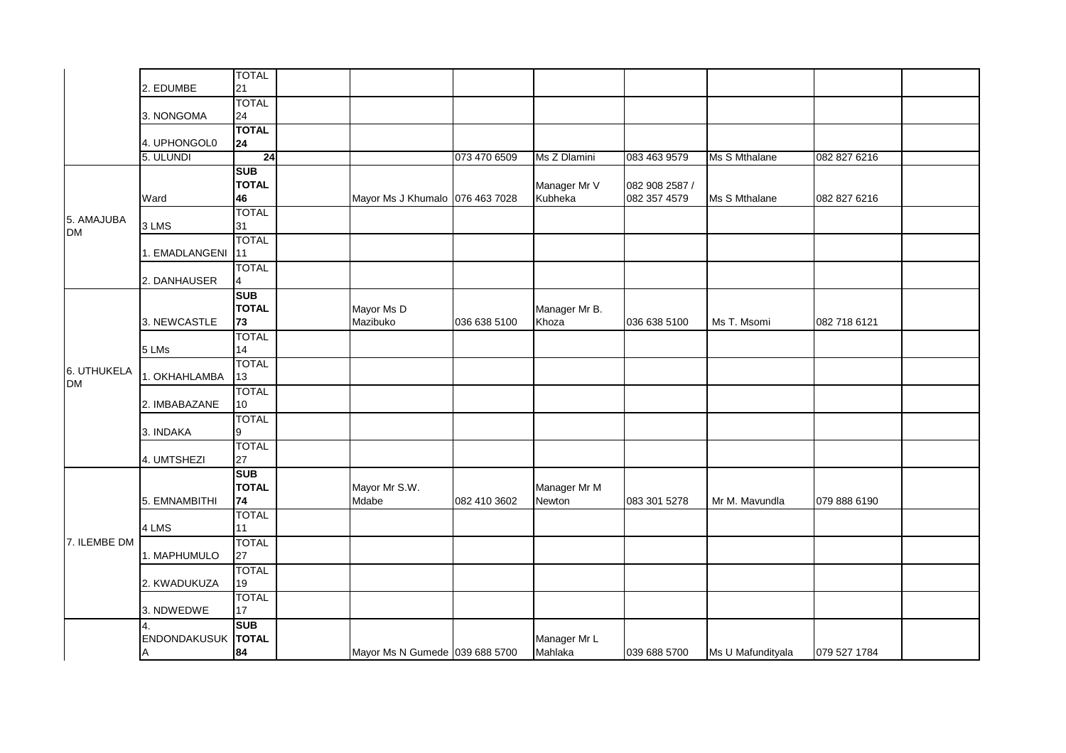| | | | | | | | | | | |
|---|---|---|---|---|---|---|---|---|---|---|
| | 2. EDUMBE | TOTAL 21 | | | | | | | | |
| | 3. NONGOMA | TOTAL 24 | | | | | | | | |
| | 4. UPHONGOL0 | **TOTAL 24** | | | | | | | | |
| | 5. ULUNDI | **24** | | | 073 470 6509 | Ms Z Dlamini | 083 463 9579 | Ms S Mthalane | 082 827 6216 | |
| 5. AMAJUBA DM | Ward | **SUB TOTAL 46** | | Mayor Ms J Khumalo | 076 463 7028 | Manager Mr V Kubheka | 082 908 2587 / 082 357 4579 | Ms S Mthalane | 082 827 6216 | |
| | 3 LMS | TOTAL 31 | | | | | | | | |
| | 1. EMADLANGENI | TOTAL 11 | | | | | | | | |
| | 2. DANHAUSER | TOTAL 4 | | | | | | | | |
| 6. UTHUKELA DM | 3. NEWCASTLE | **SUB TOTAL 73** | | Mayor Ms D Mazibuko | 036 638 5100 | Manager Mr B. Khoza | 036 638 5100 | Ms T. Msomi | 082 718 6121 | |
| | 5 LMs | TOTAL 14 | | | | | | | | |
| | 1. OKHAHLAMBA | TOTAL 13 | | | | | | | | |
| | 2. IMBABAZANE | TOTAL 10 | | | | | | | | |
| | 3. INDAKA | TOTAL 9 | | | | | | | | |
| | 4. UMTSHEZI | TOTAL 27 | | | | | | | | |
| 7. ILEMBE DM | 5. EMNAMBITHI | **SUB TOTAL 74** | | Mayor Mr S.W. Mdabe | 082 410 3602 | Manager Mr M Newton | 083 301 5278 | Mr M. Mavundla | 079 888 6190 | |
| | 4 LMS | TOTAL 11 | | | | | | | | |
| | 1. MAPHUMULO | TOTAL 27 | | | | | | | | |
| | 2. KWADUKUZA | TOTAL 19 | | | | | | | | |
| | 3. NDWEDWE | TOTAL 17 | | | | | | | | |
| | 4. ENDONDAKUSUKA | **SUB TOTAL 84** | | Mayor Ms N Gumede | 039 688 5700 | Manager Mr L Mahlaka | 039 688 5700 | Ms U Mafundityala | 079 527 1784 | |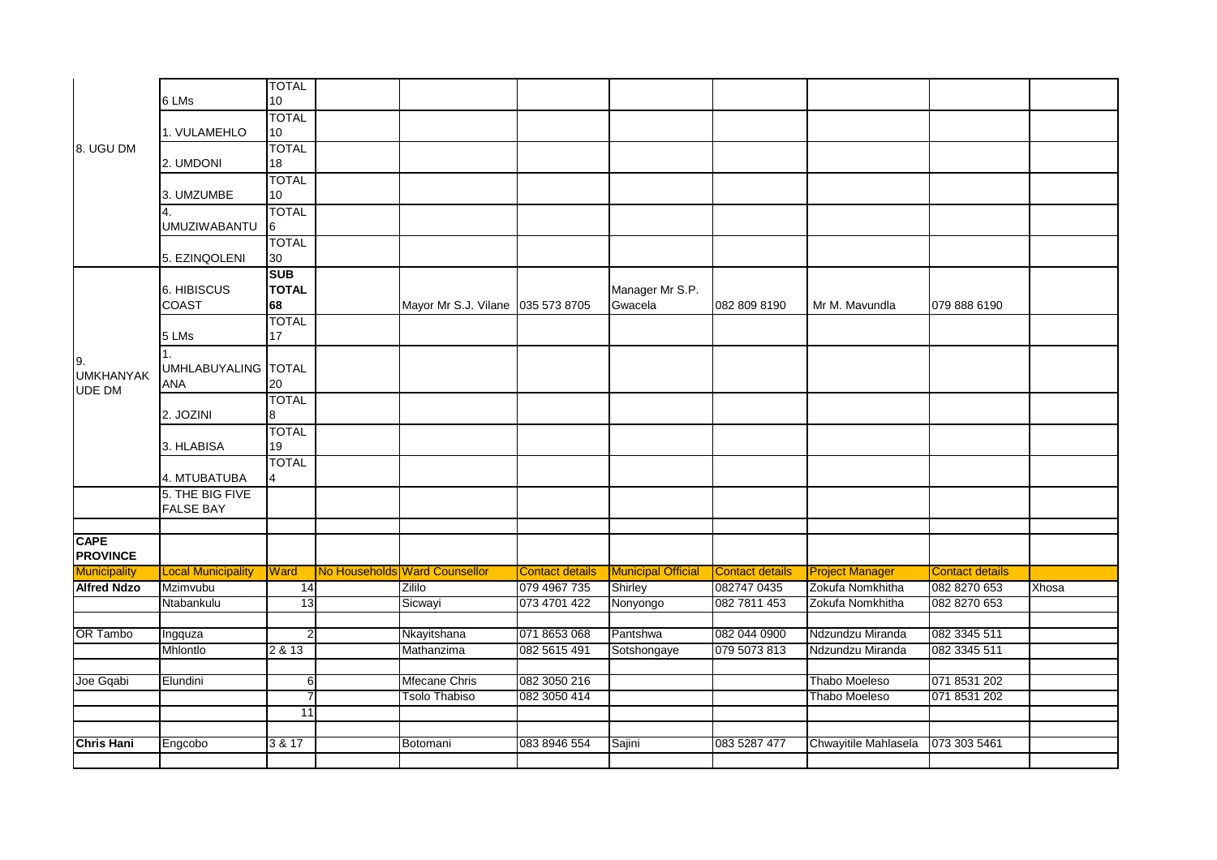|  |  |  |  |  |  |  |  |  |  |  |
|---|---|---|---|---|---|---|---|---|---|---|
| 8. UGU DM | 6 LMs | TOTAL 10 |  |  |  |  |  |  |  |  |
|  | 1. VULAMEHLO | TOTAL 10 |  |  |  |  |  |  |  |  |
|  | 2. UMDONI | TOTAL 18 |  |  |  |  |  |  |  |  |
|  | 3. UMZUMBE | TOTAL 10 |  |  |  |  |  |  |  |  |
|  | 4. UMUZIWABANTU | TOTAL 6 |  |  |  |  |  |  |  |  |
|  | 5. EZINQOLENI | TOTAL 30 |  |  |  |  |  |  |  |  |
|  | 6. HIBISCUS COAST | **SUB TOTAL 68** |  | Mayor Mr S.J. Vilane | 035 573 8705 | Manager Mr S.P. Gwacela | 082 809 8190 | Mr M. Mavundla | 079 888 6190 |  |
| 9. UMKHANYAKUDE DM | 5 LMs | TOTAL 17 |  |  |  |  |  |  |  |  |
|  | 1. UMHLABUYALINGANA | TOTAL 20 |  |  |  |  |  |  |  |  |
|  | 2. JOZINI | TOTAL 8 |  |  |  |  |  |  |  |  |
|  | 3. HLABISA | TOTAL 19 |  |  |  |  |  |  |  |  |
|  | 4. MTUBATUBA | TOTAL 4 |  |  |  |  |  |  |  |  |
|  | 5. THE BIG FIVE FALSE BAY |  |  |  |  |  |  |  |  |  |
|  |  |  |  |  |  |  |  |  |  |  |
| **CAPE PROVINCE** |  |  |  |  |  |  |  |  |  |  |
| Municipality | Local Municipality | Ward | No Households | Ward Counsellor | Contact details | Municipal Official | Contact details | Project Manager | Contact details |  |
| **Alfred Ndzo** | Mzimvubu | 14 |  | Zililo | 079 4967 735 | Shirley | 082747 0435 | Zokufa Nomkhitha | 082 8270 653 | Xhosa |
|  | Ntabankulu | 13 |  | Sicwayi | 073 4701 422 | Nonyongo | 082 7811 453 | Zokufa Nomkhitha | 082 8270 653 |  |
|  |  |  |  |  |  |  |  |  |  |  |
| OR Tambo | Ingquza | 2 |  | Nkayitshana | 071 8653 068 | Pantshwa | 082 044 0900 | Ndzundzu Miranda | 082 3345 511 |  |
|  | Mhlontlo | 2 & 13 |  | Mathanzima | 082 5615 491 | Sotshongaye | 079 5073 813 | Ndzundzu Miranda | 082 3345 511 |  |
|  |  |  |  |  |  |  |  |  |  |  |
| Joe Gqabi | Elundini | 6 |  | Mfecane Chris | 082 3050 216 |  |  | Thabo Moeleso | 071 8531 202 |  |
|  |  | 7 |  | Tsolo Thabiso | 082 3050 414 |  |  | Thabo Moeleso | 071 8531 202 |  |
|  |  | 11 |  |  |  |  |  |  |  |  |
|  |  |  |  |  |  |  |  |  |  |  |
| **Chris Hani** | Engcobo | 3 & 17 |  | Botomani | 083 8946 554 | Sajini | 083 5287 477 | Chwayitile Mahlasela | 073 303 5461 |  |
|  |  |  |  |  |  |  |  |  |  |  |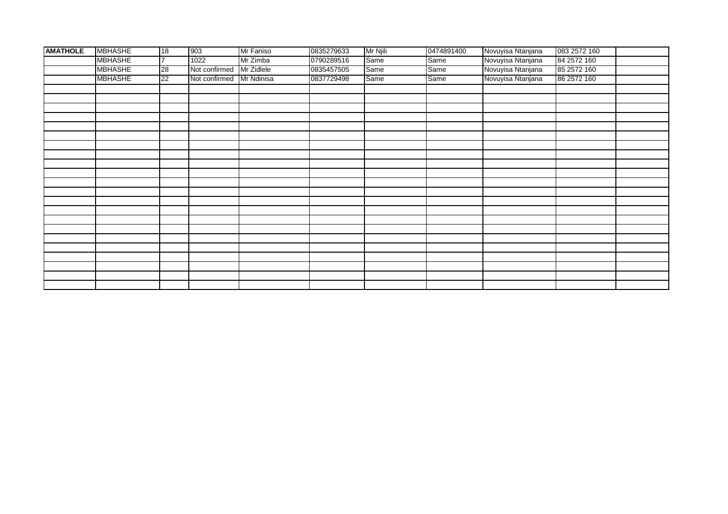| AMATHOLE | MBHASHE | 18 | 903 | Mr Faniso | 0835279633 | Mr Njili | 0474891400 | Novuyisa Ntanjana | 083 2572 160 | |
|---|---|---|---|---|---|---|---|---|---|---|
| | MBHASHE | 7 | 1022 | Mr Zimba | 0790289516 | Same | Same | Novuyisa Ntanjana | 84 2572 160 | |
| | MBHASHE | 28 | Not confirmed | Mr Zidlele | 0835457505 | Same | Same | Novuyisa Ntanjana | 85 2572 160 | |
| | MBHASHE | 22 | Not confirmed | Mr Ndinisa | 0837729498 | Same | Same | Novuyisa Ntanjana | 86 2572 160 | |